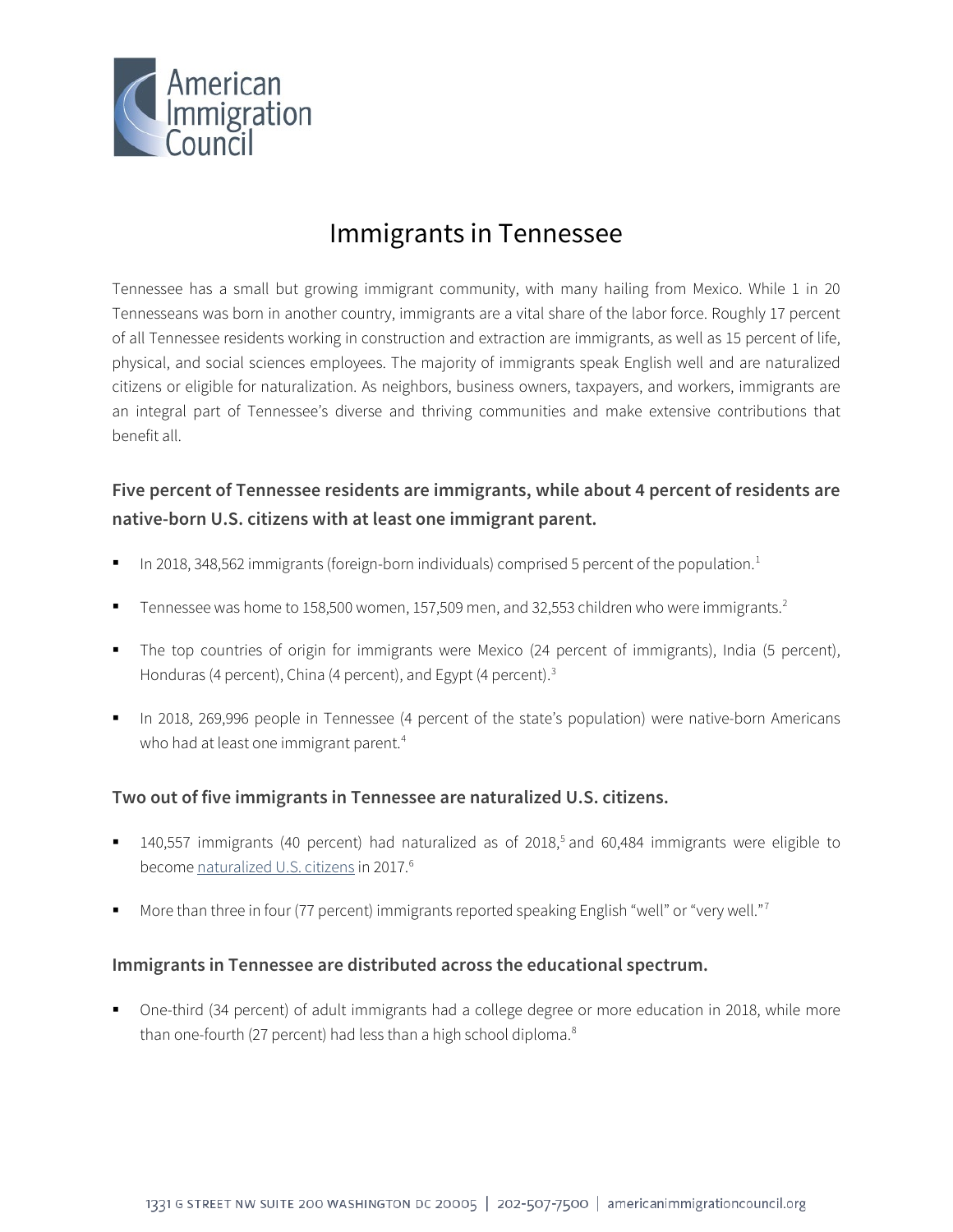# Immigrants in Tennessee

Tennessee has a small but growing immigrant community, with many hailing from Mexico. While 1 in 20 Tennesseans was born in another country, immigrants are a vital share of the labor force. Roughly 17 percent of all Tennessee residents working in construction and extraction are immigrants, as well as 15 percent of life, physical, and social sciences employees. The majority of immigrants speak English well and are naturalized citizens or eligible for naturalization. As neighbors, business owners, taxpayers, and workers, immigrants are an integral part of Tennessee's diverse and thriving communities and make extensive contributions that benefit all.

## Five percent of Tennessee residents are immigrants, while about 4 percent of residents are native-born U.S. citizens with at least one immigrant parent.

- In 2018, 348,562 immigrants (foreign-born individuals) comprised 5 percent of the population.[1]
- Tennessee was home to 158,500 women, 157,509 men, and 32,553 children who were immigrants.[2]
- The top countries of origin for immigrants were Mexico (24 percent of immigrants), India (5 percent), Honduras (4 percent), China (4 percent), and Egypt (4 percent).[3]
- In 2018, 269,996 people in Tennessee (4 percent of the state's population) were native-born Americans who had at least one immigrant parent.[4]

## Two out of five immigrants in Tennessee are naturalized U.S. citizens.

- 140,557 immigrants (40 percent) had naturalized as of 2018,[5] and 60,484 immigrants were eligible to become naturalized U.S. citizens in 2017.[6]
- More than three in four (77 percent) immigrants reported speaking English "well" or "very well."[7]

## Immigrants in Tennessee are distributed across the educational spectrum.

- One-third (34 percent) of adult immigrants had a college degree or more education in 2018, while more than one-fourth (27 percent) had less than a high school diploma.[8]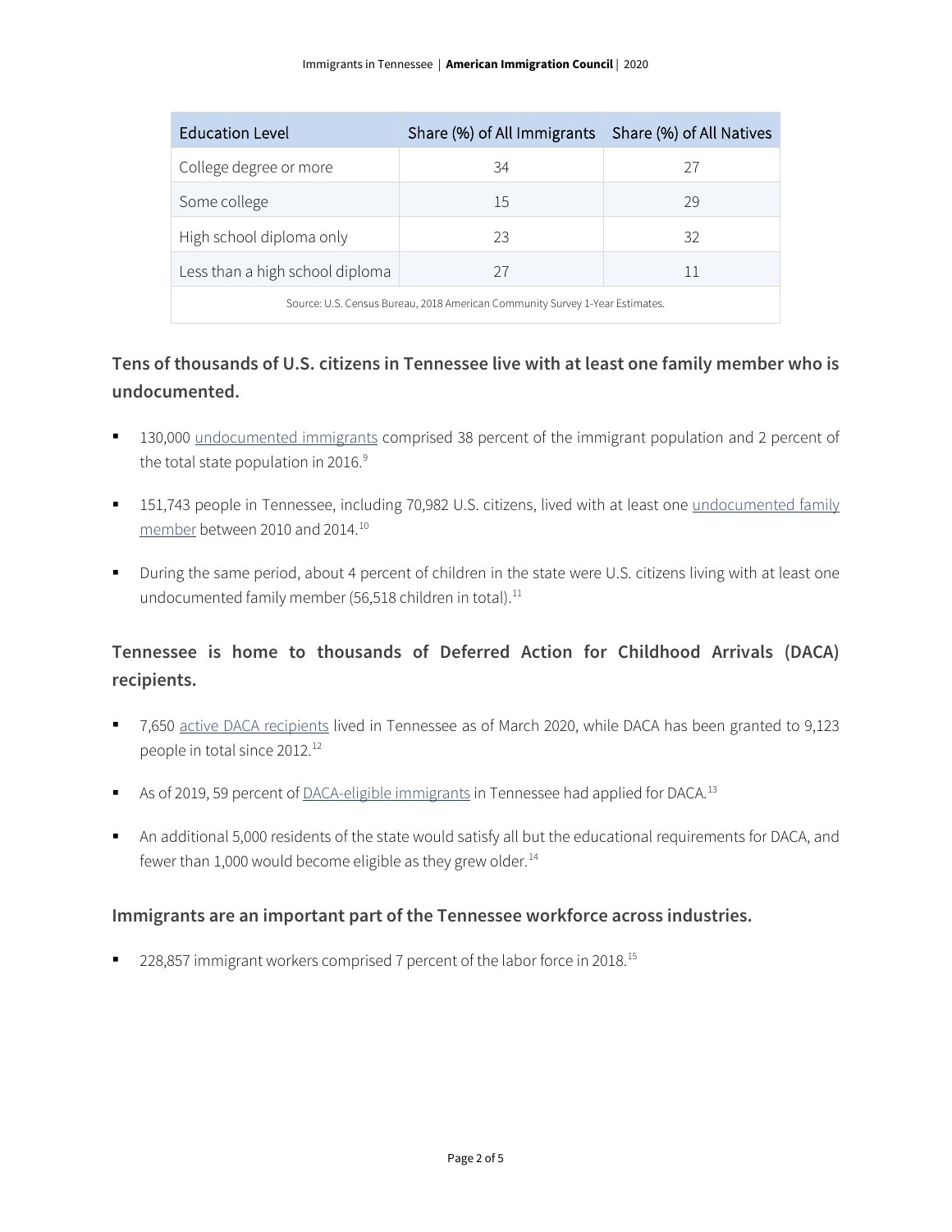| Education Level | Share (%) of All Immigrants | Share (%) of All Natives |
|---|---|---|
| College degree or more | 34 | 27 |
| Some college | 15 | 29 |
| High school diploma only | 23 | 32 |
| Less than a high school diploma | 27 | 11 |

Source: U.S. Census Bureau, 2018 American Community Survey 1-Year Estimates.

### Tens of thousands of U.S. citizens in Tennessee live with at least one family member who is undocumented.

- 130,000 undocumented immigrants comprised 38 percent of the immigrant population and 2 percent of the total state population in 2016.[9]
- 151,743 people in Tennessee, including 70,982 U.S. citizens, lived with at least one undocumented family member between 2010 and 2014.[10]
- During the same period, about 4 percent of children in the state were U.S. citizens living with at least one undocumented family member (56,518 children in total).[11]

### Tennessee is home to thousands of Deferred Action for Childhood Arrivals (DACA) recipients.

- 7,650 active DACA recipients lived in Tennessee as of March 2020, while DACA has been granted to 9,123 people in total since 2012.[12]
- As of 2019, 59 percent of DACA-eligible immigrants in Tennessee had applied for DACA.[13]
- An additional 5,000 residents of the state would satisfy all but the educational requirements for DACA, and fewer than 1,000 would become eligible as they grew older.[14]

### Immigrants are an important part of the Tennessee workforce across industries.

- 228,857 immigrant workers comprised 7 percent of the labor force in 2018.[15]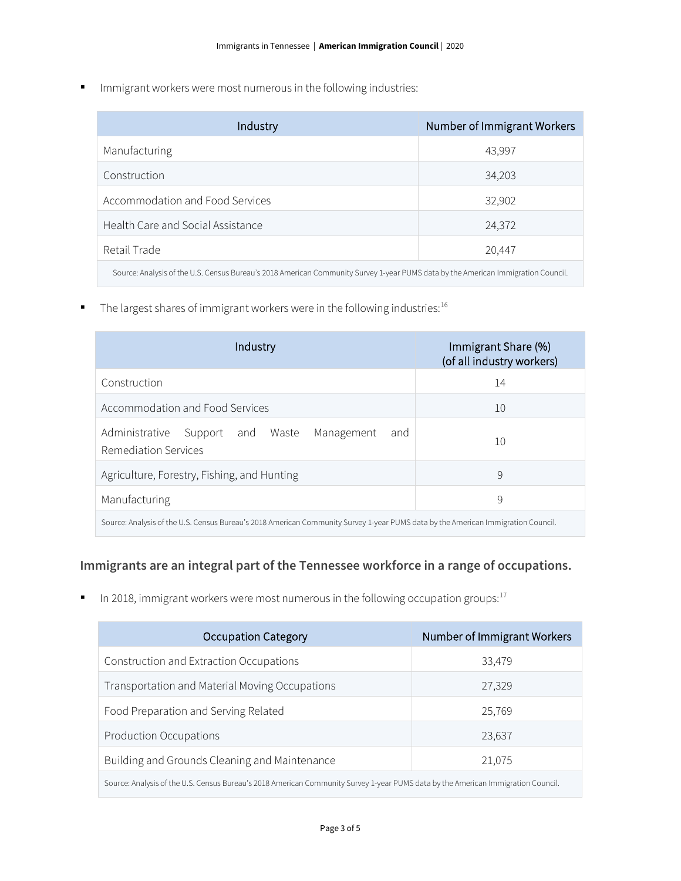- Immigrant workers were most numerous in the following industries:

| Industry | Number of Immigrant Workers |
|---|---|
| Manufacturing | 43,997 |
| Construction | 34,203 |
| Accommodation and Food Services | 32,902 |
| Health Care and Social Assistance | 24,372 |
| Retail Trade | 20,447 |

Source: Analysis of the U.S. Census Bureau's 2018 American Community Survey 1-year PUMS data by the American Immigration Council.

- The largest shares of immigrant workers were in the following industries:[16]

| Industry | Immigrant Share (%) (of all industry workers) |
|---|---|
| Construction | 14 |
| Accommodation and Food Services | 10 |
| Administrative Support and Waste Management and Remediation Services | 10 |
| Agriculture, Forestry, Fishing, and Hunting | 9 |
| Manufacturing | 9 |

Source: Analysis of the U.S. Census Bureau's 2018 American Community Survey 1-year PUMS data by the American Immigration Council.

## Immigrants are an integral part of the Tennessee workforce in a range of occupations.

- In 2018, immigrant workers were most numerous in the following occupation groups:[17]

| Occupation Category | Number of Immigrant Workers |
|---|---|
| Construction and Extraction Occupations | 33,479 |
| Transportation and Material Moving Occupations | 27,329 |
| Food Preparation and Serving Related | 25,769 |
| Production Occupations | 23,637 |
| Building and Grounds Cleaning and Maintenance | 21,075 |

Source: Analysis of the U.S. Census Bureau's 2018 American Community Survey 1-year PUMS data by the American Immigration Council.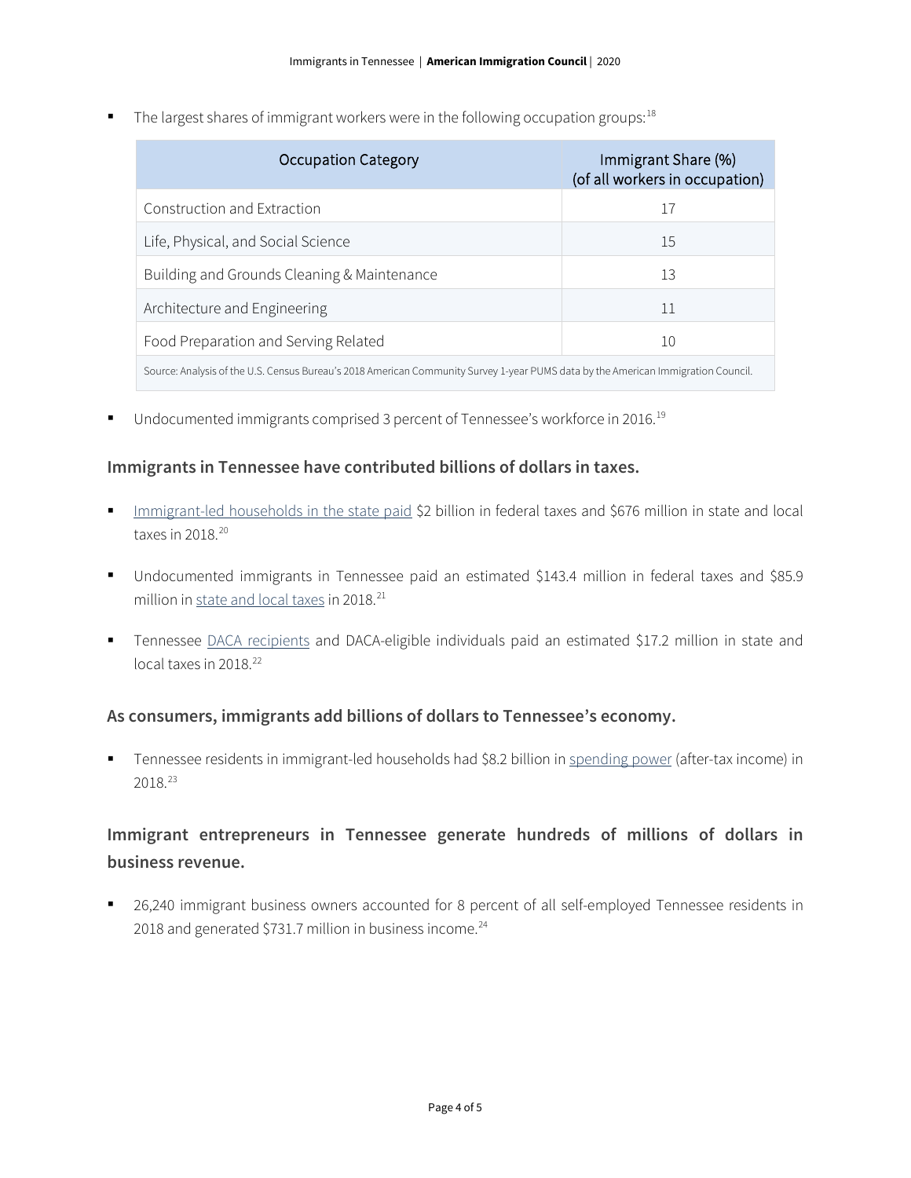- The largest shares of immigrant workers were in the following occupation groups:[18]

| Occupation Category | Immigrant Share (%) (of all workers in occupation) |
|---|---|
| Construction and Extraction | 17 |
| Life, Physical, and Social Science | 15 |
| Building and Grounds Cleaning & Maintenance | 13 |
| Architecture and Engineering | 11 |
| Food Preparation and Serving Related | 10 |

Source: Analysis of the U.S. Census Bureau's 2018 American Community Survey 1-year PUMS data by the American Immigration Council.

- Undocumented immigrants comprised 3 percent of Tennessee's workforce in 2016.[19]

### Immigrants in Tennessee have contributed billions of dollars in taxes.

- Immigrant-led households in the state paid $2 billion in federal taxes and $676 million in state and local taxes in 2018.[20]
- Undocumented immigrants in Tennessee paid an estimated $143.4 million in federal taxes and $85.9 million in state and local taxes in 2018.[21]
- Tennessee DACA recipients and DACA-eligible individuals paid an estimated $17.2 million in state and local taxes in 2018.[22]

### As consumers, immigrants add billions of dollars to Tennessee's economy.

- Tennessee residents in immigrant-led households had $8.2 billion in spending power (after-tax income) in 2018.[23]

### Immigrant entrepreneurs in Tennessee generate hundreds of millions of dollars in business revenue.

- 26,240 immigrant business owners accounted for 8 percent of all self-employed Tennessee residents in 2018 and generated $731.7 million in business income.[24]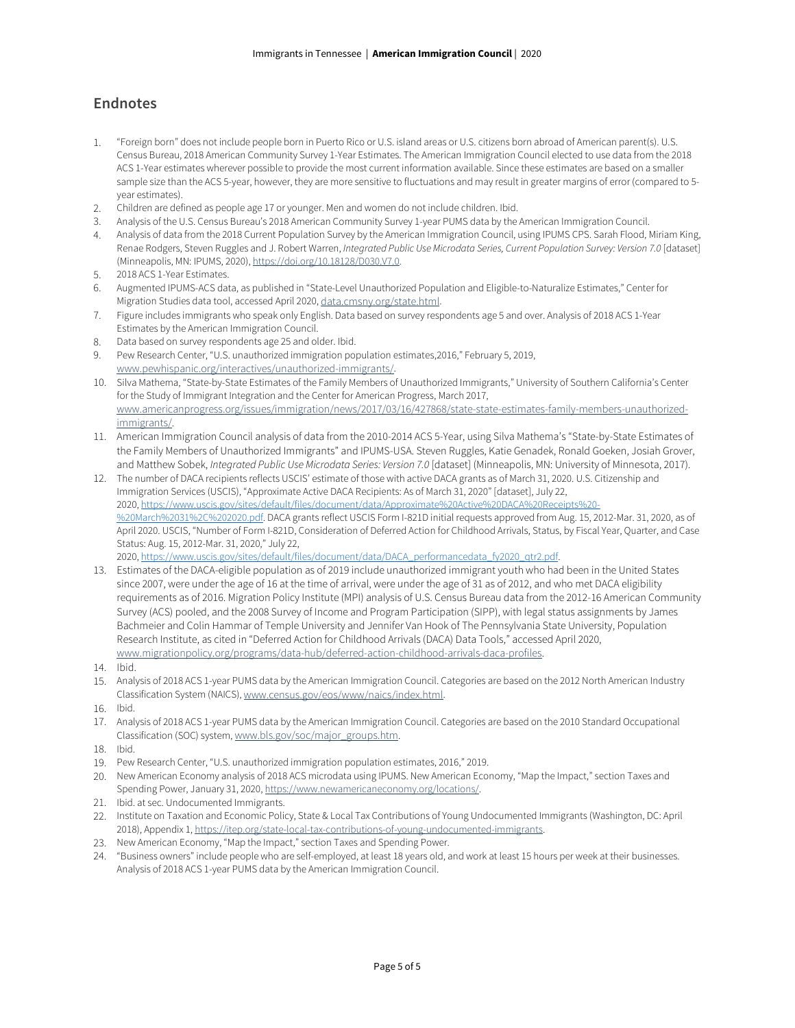## Endnotes

1. "Foreign born" does not include people born in Puerto Rico or U.S. island areas or U.S. citizens born abroad of American parent(s). U.S. Census Bureau, 2018 American Community Survey 1-Year Estimates. The American Immigration Council elected to use data from the 2018 ACS 1-Year estimates wherever possible to provide the most current information available. Since these estimates are based on a smaller sample size than the ACS 5-year, however, they are more sensitive to fluctuations and may result in greater margins of error (compared to 5-year estimates).
2. Children are defined as people age 17 or younger. Men and women do not include children. Ibid.
3. Analysis of the U.S. Census Bureau's 2018 American Community Survey 1-year PUMS data by the American Immigration Council.
4. Analysis of data from the 2018 Current Population Survey by the American Immigration Council, using IPUMS CPS. Sarah Flood, Miriam King, Renae Rodgers, Steven Ruggles and J. Robert Warren, *Integrated Public Use Microdata Series, Current Population Survey: Version 7.0* [dataset] (Minneapolis, MN: IPUMS, 2020), https://doi.org/10.18128/D030.V7.0.
5. 2018 ACS 1-Year Estimates.
6. Augmented IPUMS-ACS data, as published in "State-Level Unauthorized Population and Eligible-to-Naturalize Estimates," Center for Migration Studies data tool, accessed April 2020, data.cmsny.org/state.html.
7. Figure includes immigrants who speak only English. Data based on survey respondents age 5 and over. Analysis of 2018 ACS 1-Year Estimates by the American Immigration Council.
8. Data based on survey respondents age 25 and older. Ibid.
9. Pew Research Center, "U.S. unauthorized immigration population estimates,2016," February 5, 2019, www.pewhispanic.org/interactives/unauthorized-immigrants/.
10. Silva Mathema, "State-by-State Estimates of the Family Members of Unauthorized Immigrants," University of Southern California's Center for the Study of Immigrant Integration and the Center for American Progress, March 2017, www.americanprogress.org/issues/immigration/news/2017/03/16/427868/state-state-estimates-family-members-unauthorized-immigrants/.
11. American Immigration Council analysis of data from the 2010-2014 ACS 5-Year, using Silva Mathema's "State-by-State Estimates of the Family Members of Unauthorized Immigrants" and IPUMS-USA. Steven Ruggles, Katie Genadek, Ronald Goeken, Josiah Grover, and Matthew Sobek, *Integrated Public Use Microdata Series: Version 7.0* [dataset] (Minneapolis, MN: University of Minnesota, 2017).
12. The number of DACA recipients reflects USCIS' estimate of those with active DACA grants as of March 31, 2020. U.S. Citizenship and Immigration Services (USCIS), "Approximate Active DACA Recipients: As of March 31, 2020" [dataset], July 22, 2020, https://www.uscis.gov/sites/default/files/document/data/Approximate%20Active%20DACA%20Receipts%20-%20March%2031%2C%202020.pdf. DACA grants reflect USCIS Form I-821D initial requests approved from Aug. 15, 2012-Mar. 31, 2020, as of April 2020. USCIS, "Number of Form I-821D, Consideration of Deferred Action for Childhood Arrivals, Status, by Fiscal Year, Quarter, and Case Status: Aug. 15, 2012-Mar. 31, 2020," July 22, 2020, https://www.uscis.gov/sites/default/files/document/data/DACA_performancedata_fy2020_qtr2.pdf.
13. Estimates of the DACA-eligible population as of 2019 include unauthorized immigrant youth who had been in the United States since 2007, were under the age of 16 at the time of arrival, were under the age of 31 as of 2012, and who met DACA eligibility requirements as of 2016. Migration Policy Institute (MPI) analysis of U.S. Census Bureau data from the 2012-16 American Community Survey (ACS) pooled, and the 2008 Survey of Income and Program Participation (SIPP), with legal status assignments by James Bachmeier and Colin Hammar of Temple University and Jennifer Van Hook of The Pennsylvania State University, Population Research Institute, as cited in "Deferred Action for Childhood Arrivals (DACA) Data Tools," accessed April 2020, www.migrationpolicy.org/programs/data-hub/deferred-action-childhood-arrivals-daca-profiles.
14. Ibid.
15. Analysis of 2018 ACS 1-year PUMS data by the American Immigration Council. Categories are based on the 2012 North American Industry Classification System (NAICS), www.census.gov/eos/www/naics/index.html.
16. Ibid.
17. Analysis of 2018 ACS 1-year PUMS data by the American Immigration Council. Categories are based on the 2010 Standard Occupational Classification (SOC) system, www.bls.gov/soc/major_groups.htm.
18. Ibid.
19. Pew Research Center, "U.S. unauthorized immigration population estimates, 2016," 2019.
20. New American Economy analysis of 2018 ACS microdata using IPUMS. New American Economy, "Map the Impact," section Taxes and Spending Power, January 31, 2020, https://www.newamericaneconomy.org/locations/.
21. Ibid. at sec. Undocumented Immigrants.
22. Institute on Taxation and Economic Policy, State & Local Tax Contributions of Young Undocumented Immigrants (Washington, DC: April 2018), Appendix 1, https://itep.org/state-local-tax-contributions-of-young-undocumented-immigrants.
23. New American Economy, "Map the Impact," section Taxes and Spending Power.
24. "Business owners" include people who are self-employed, at least 18 years old, and work at least 15 hours per week at their businesses. Analysis of 2018 ACS 1-year PUMS data by the American Immigration Council.